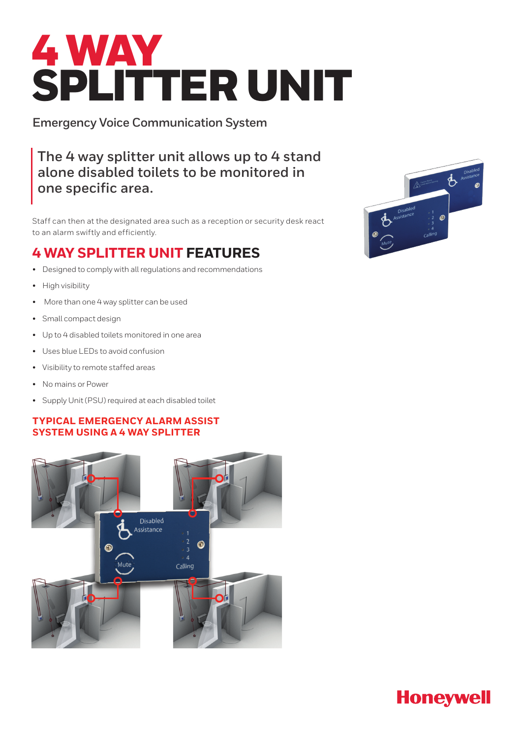# 4 WAY SPLITTER UNIT

Emergency Voice Communication System

> The 4 way splitter unit allows up to 4 stand alone disabled toilets to be monitored in one specific area.

Staff can then at the designated area such as a reception or security desk react to an alarm swiftly and efficiently.

## 4 WAY SPLITTER UNIT FEATURES

- Designed to comply with all regulations and recommendations
- High visibility
- More than one 4 way splitter can be used
- Small compact design
- Up to 4 disabled toilets monitored in one area
- Uses blue LEDs to avoid confusion
- Visibility to remote staffed areas
- No mains or Power
- Supply Unit (PSU) required at each disabled toilet

### TYPICAL EMERGENCY ALARM ASSIST SYSTEM USING A 4 WAY SPLITTER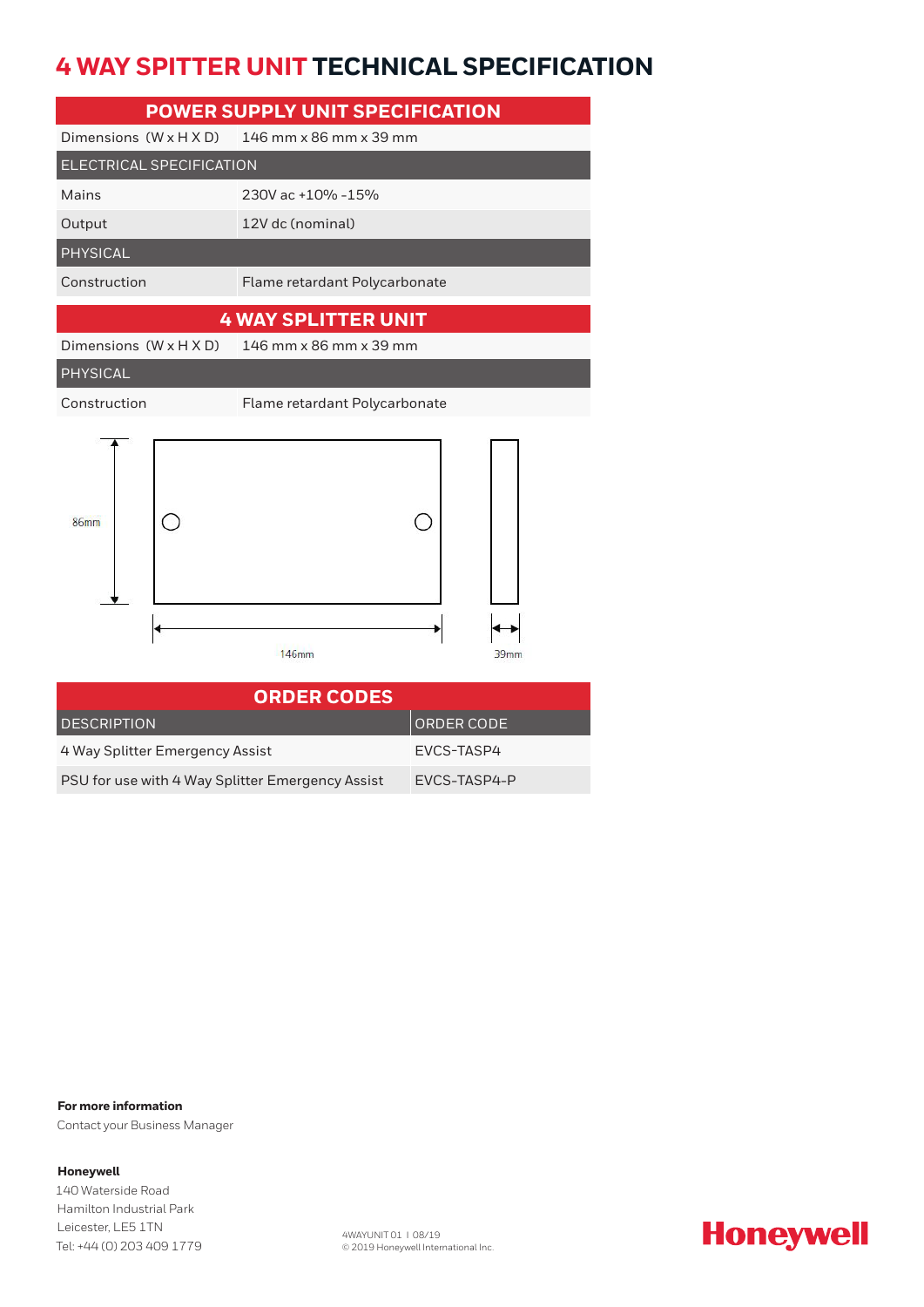# 4 WAY SPITTER UNIT TECHNICAL SPECIFICATION

| POWER SUPPLY UNIT SPECIFICATION | |
|---|---|
| Dimensions (W x H X D) | 146 mm x 86 mm x 39 mm |
| ELECTRICAL SPECIFICATION | |
| Mains | 230V ac +10% -15% |
| Output | 12V dc (nominal) |
| PHYSICAL | |
| Construction | Flame retardant Polycarbonate |

| 4 WAY SPLITTER UNIT | |
|---|---|
| Dimensions (W x H X D) | 146 mm x 86 mm x 39 mm |
| PHYSICAL | |
| Construction | Flame retardant Polycarbonate |

86mm

146mm

39mm

## ORDER CODES

| DESCRIPTION | ORDER CODE |
|---|---|
| 4 Way Splitter Emergency Assist | EVCS-TASP4 |
| PSU for use with 4 Way Splitter Emergency Assist | EVCS-TASP4-P |

**For more information**
Contact your Business Manager

**Honeywell**
140 Waterside Road
Hamilton Industrial Park
Leicester, LE5 1TN
Tel: +44 (0) 203 409 1779

4WAYUNIT 01 I 08/19
© 2019 Honeywell International Inc.

Honeywell